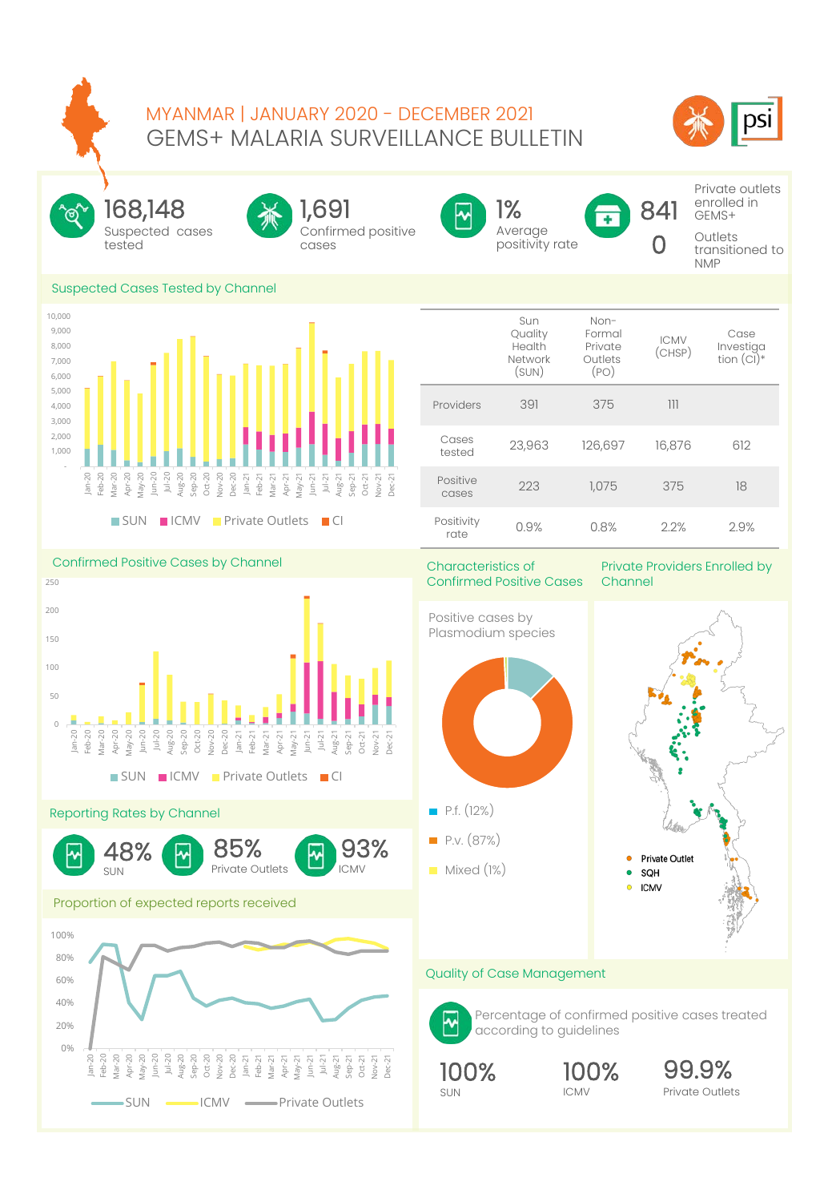# MYANMAR | JANUARY 2020 - DECEMBER 2021

## GEMS+ MALARIA SURVEILLANCE BULLETIN

**168,148** Suspected cases tested

**1,691** Confirmed positive cases

**1%** Average positivity rate

**841** Private outlets enrolled in GEMS+

**0** Outlets transitioned to NMP

### Suspected Cases Tested by Channel

SUN | ICMV | Private Outlets | CI

| | Sun Quality Health Network (SUN) | Non-Formal Private Outlets (PO) | ICMV (CHSP) | Case Investigation (CI)* |
|---|---|---|---|---|
| Providers | 391 | 375 | 111 | |
| Cases tested | 23,963 | 126,697 | 16,876 | 612 |
| Positive cases | 223 | 1,075 | 375 | 18 |
| Positivity rate | 0.9% | 0.8% | 2.2% | 2.9% |

### Confirmed Positive Cases by Channel

SUN | ICMV | Private Outlets | CI

### Characteristics of Confirmed Positive Cases

Positive cases by Plasmodium species

- P.f. (12%)
- P.v. (87%)
- Mixed (1%)

### Private Providers Enrolled by Channel

- Private Outlet
- SQH
- ICMV

### Reporting Rates by Channel

**48%** SUN

**85%** Private Outlets

**93%** ICMV

### Proportion of expected reports received

SUN | ICMV | Private Outlets

### Quality of Case Management

Percentage of confirmed positive cases treated according to guidelines

**100%** SUN

**100%** ICMV

**99.9%** Private Outlets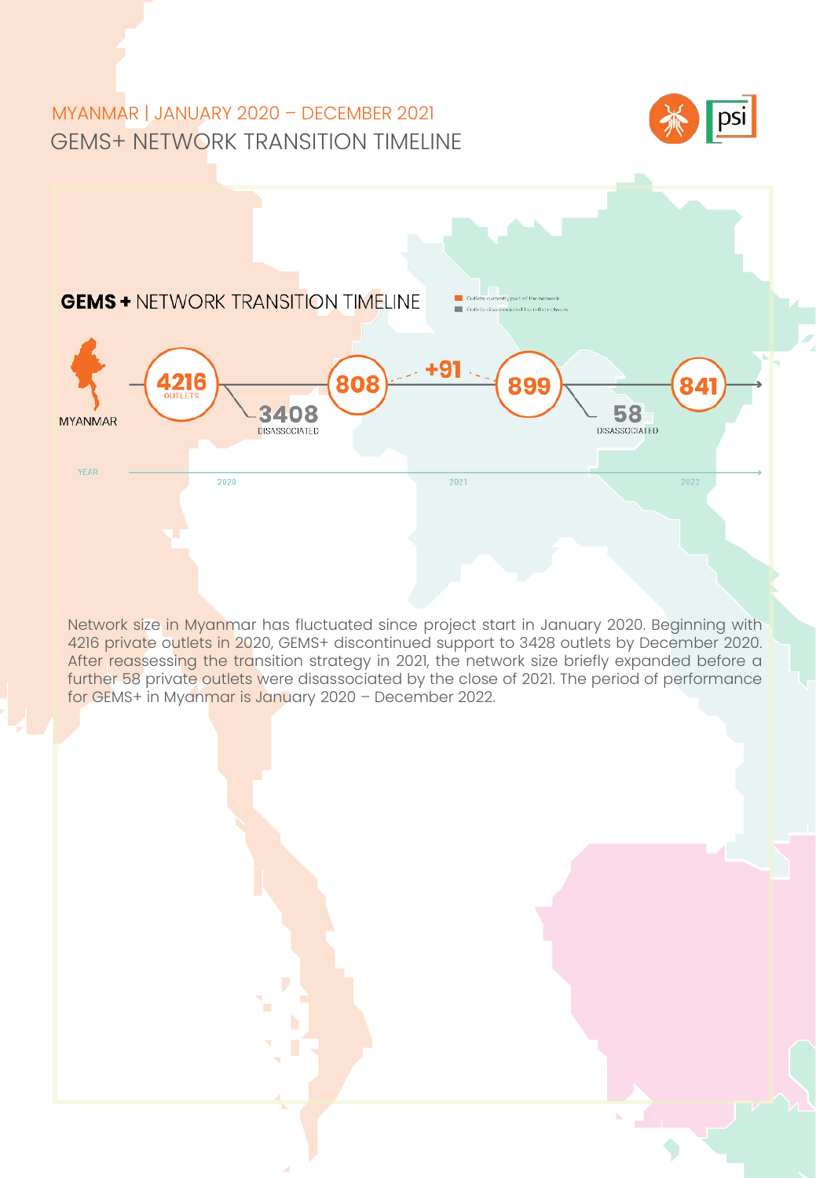MYANMAR | JANUARY 2020 – DECEMBER 2021

# GEMS+ NETWORK TRANSITION TIMELINE

## GEMS + NETWORK TRANSITION TIMELINE

- Outlets currently part of the network
- Outlets disassociated from the network

MYANMAR

4216 OUTLETS → 3408 DISASSOCIATED → 808 → +91 → 899 → 58 DISASSOCIATED → 841

YEAR: 2020, 2021, 2022

Network size in Myanmar has fluctuated since project start in January 2020. Beginning with 4216 private outlets in 2020, GEMS+ discontinued support to 3428 outlets by December 2020. After reassessing the transition strategy in 2021, the network size briefly expanded before a further 58 private outlets were disassociated by the close of 2021. The period of performance for GEMS+ in Myanmar is January 2020 – December 2022.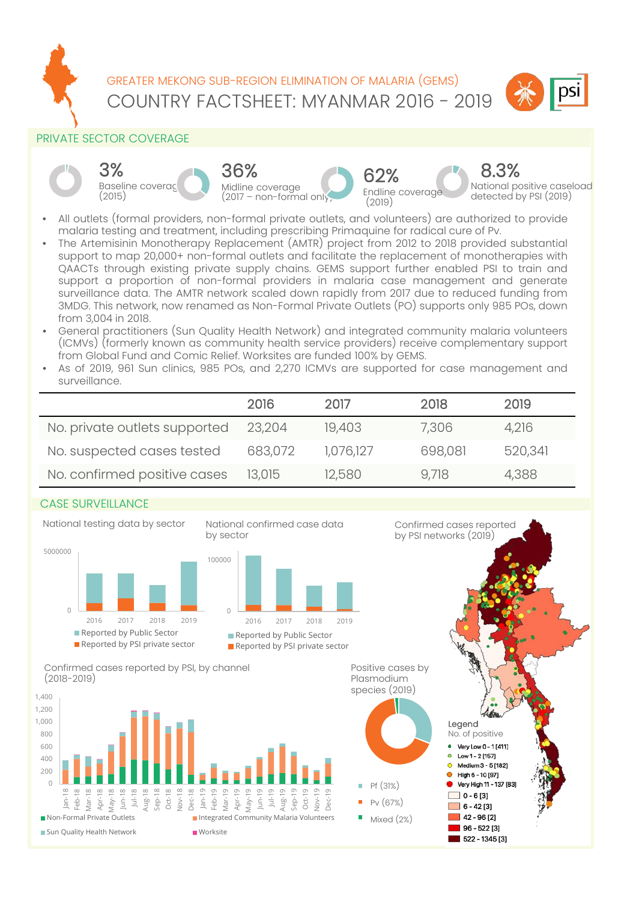GREATER MEKONG SUB-REGION ELIMINATION OF MALARIA (GEMS)

# COUNTRY FACTSHEET: MYANMAR 2016 - 2019

## PRIVATE SECTOR COVERAGE

**3%** Baseline coverage (2015)

**36%** Midline coverage (2017 – non-formal only)

**62%** Endline coverage (2019)

**8.3%** National positive caseload detected by PSI (2019)

- All outlets (formal providers, non-formal private outlets, and volunteers) are authorized to provide malaria testing and treatment, including prescribing Primaquine for radical cure of Pv.
- The Artemisinin Monotherapy Replacement (AMTR) project from 2012 to 2018 provided substantial support to map 20,000+ non-formal outlets and facilitate the replacement of monotherapies with QAACTs through existing private supply chains. GEMS support further enabled PSI to train and support a proportion of non-formal providers in malaria case management and generate surveillance data. The AMTR network scaled down rapidly from 2017 due to reduced funding from 3MDG. This network, now renamed as Non-Formal Private Outlets (PO) supports only 985 POs, down from 3,004 in 2018.
- General practitioners (Sun Quality Health Network) and integrated community malaria volunteers (ICMVs) (formerly known as community health service providers) receive complementary support from Global Fund and Comic Relief. Worksites are funded 100% by GEMS.
- As of 2019, 961 Sun clinics, 985 POs, and 2,270 ICMVs are supported for case management and surveillance.

| | 2016 | 2017 | 2018 | 2019 |
|---|---|---|---|---|
| No. private outlets supported | 23,204 | 19,403 | 7,306 | 4,216 |
| No. suspected cases tested | 683,072 | 1,076,127 | 698,081 | 520,341 |
| No. confirmed positive cases | 13,015 | 12,580 | 9,718 | 4,388 |

## CASE SURVEILLANCE

National testing data by sector

National confirmed case data by sector

Confirmed cases reported by PSI networks (2019)

Confirmed cases reported by PSI, by channel (2018-2019)

Positive cases by Plasmodium species (2019)

Pf (31%)
Pv (67%)
Mixed (2%)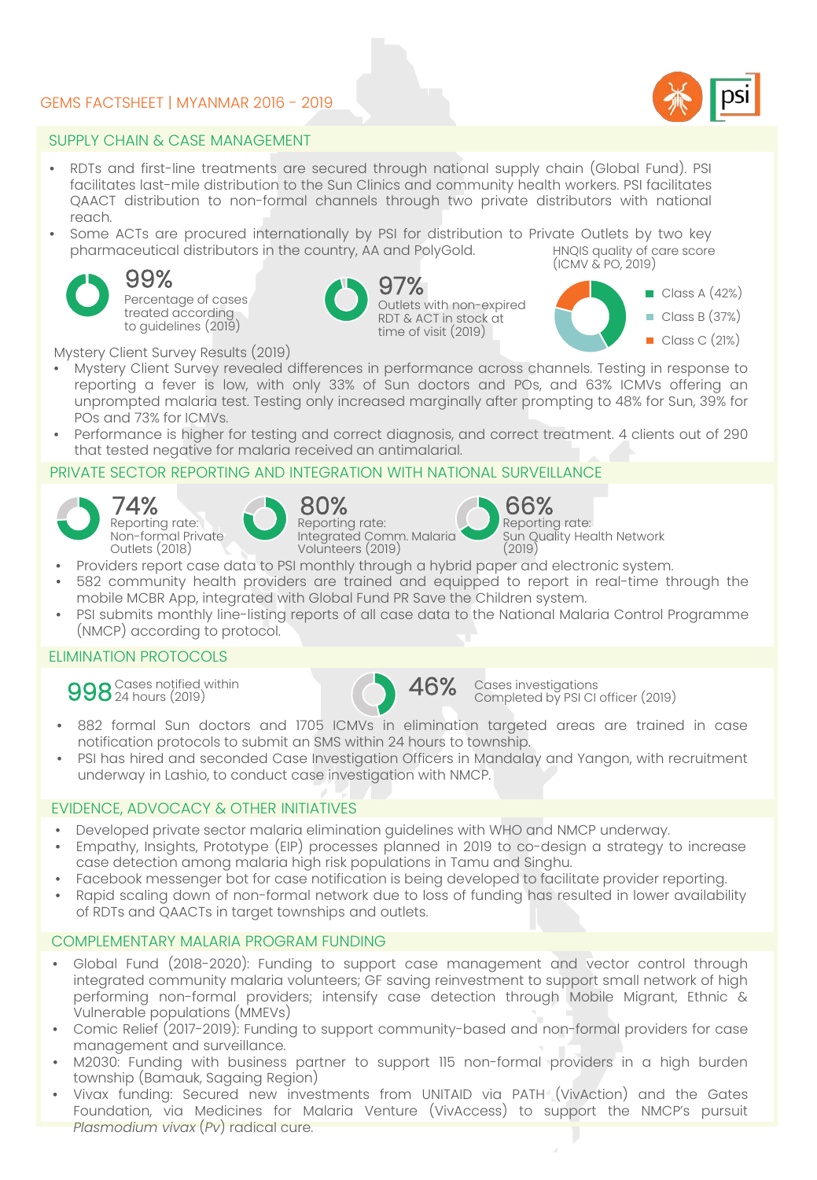GEMS FACTSHEET | MYANMAR 2016 - 2019

## SUPPLY CHAIN & CASE MANAGEMENT

- RDTs and first-line treatments are secured through national supply chain (Global Fund). PSI facilitates last-mile distribution to the Sun Clinics and community health workers. PSI facilitates QAACT distribution to non-formal channels through two private distributors with national reach.
- Some ACTs are procured internationally by PSI for distribution to Private Outlets by two key pharmaceutical distributors in the country, AA and PolyGold.

99%
Percentage of cases treated according to guidelines (2019)

97%
Outlets with non-expired RDT & ACT in stock at time of visit (2019)

HNQIS quality of care score (ICMV & PO, 2019)
Class A (42%)
Class B (37%)
Class C (21%)

Mystery Client Survey Results (2019)

- Mystery Client Survey revealed differences in performance across channels. Testing in response to reporting a fever is low, with only 33% of Sun doctors and POs, and 63% ICMVs offering an unprompted malaria test. Testing only increased marginally after prompting to 48% for Sun, 39% for POs and 73% for ICMVs.
- Performance is higher for testing and correct diagnosis, and correct treatment. 4 clients out of 290 that tested negative for malaria received an antimalarial.

## PRIVATE SECTOR REPORTING AND INTEGRATION WITH NATIONAL SURVEILLANCE

74%
Reporting rate: Non-formal Private Outlets (2018)

80%
Reporting rate: Integrated Comm. Malaria Volunteers (2019)

66%
Reporting rate: Sun Quality Health Network (2019)

- Providers report case data to PSI monthly through a hybrid paper and electronic system.
- 582 community health providers are trained and equipped to report in real-time through the mobile MCBR App, integrated with Global Fund PR Save the Children system.
- PSI submits monthly line-listing reports of all case data to the National Malaria Control Programme (NMCP) according to protocol.

## ELIMINATION PROTOCOLS

998
Cases notified within 24 hours (2019)

46%
Cases investigations Completed by PSI CI officer (2019)

- 882 formal Sun doctors and 1705 ICMVs in elimination targeted areas are trained in case notification protocols to submit an SMS within 24 hours to township.
- PSI has hired and seconded Case Investigation Officers in Mandalay and Yangon, with recruitment underway in Lashio, to conduct case investigation with NMCP.

## EVIDENCE, ADVOCACY & OTHER INITIATIVES

- Developed private sector malaria elimination guidelines with WHO and NMCP underway.
- Empathy, Insights, Prototype (EIP) processes planned in 2019 to co-design a strategy to increase case detection among malaria high risk populations in Tamu and Singhu.
- Facebook messenger bot for case notification is being developed to facilitate provider reporting.
- Rapid scaling down of non-formal network due to loss of funding has resulted in lower availability of RDTs and QAACTs in target townships and outlets.

## COMPLEMENTARY MALARIA PROGRAM FUNDING

- Global Fund (2018-2020): Funding to support case management and vector control through integrated community malaria volunteers; GF saving reinvestment to support small network of high performing non-formal providers; intensify case detection through Mobile Migrant, Ethnic & Vulnerable populations (MMEVs)
- Comic Relief (2017-2019): Funding to support community-based and non-formal providers for case management and surveillance.
- M2030: Funding with business partner to support 115 non-formal providers in a high burden township (Bamauk, Sagaing Region)
- Vivax funding: Secured new investments from UNITAID via PATH (VivAction) and the Gates Foundation, via Medicines for Malaria Venture (VivAccess) to support the NMCP's pursuit *Plasmodium vivax* (*Pv*) radical cure.